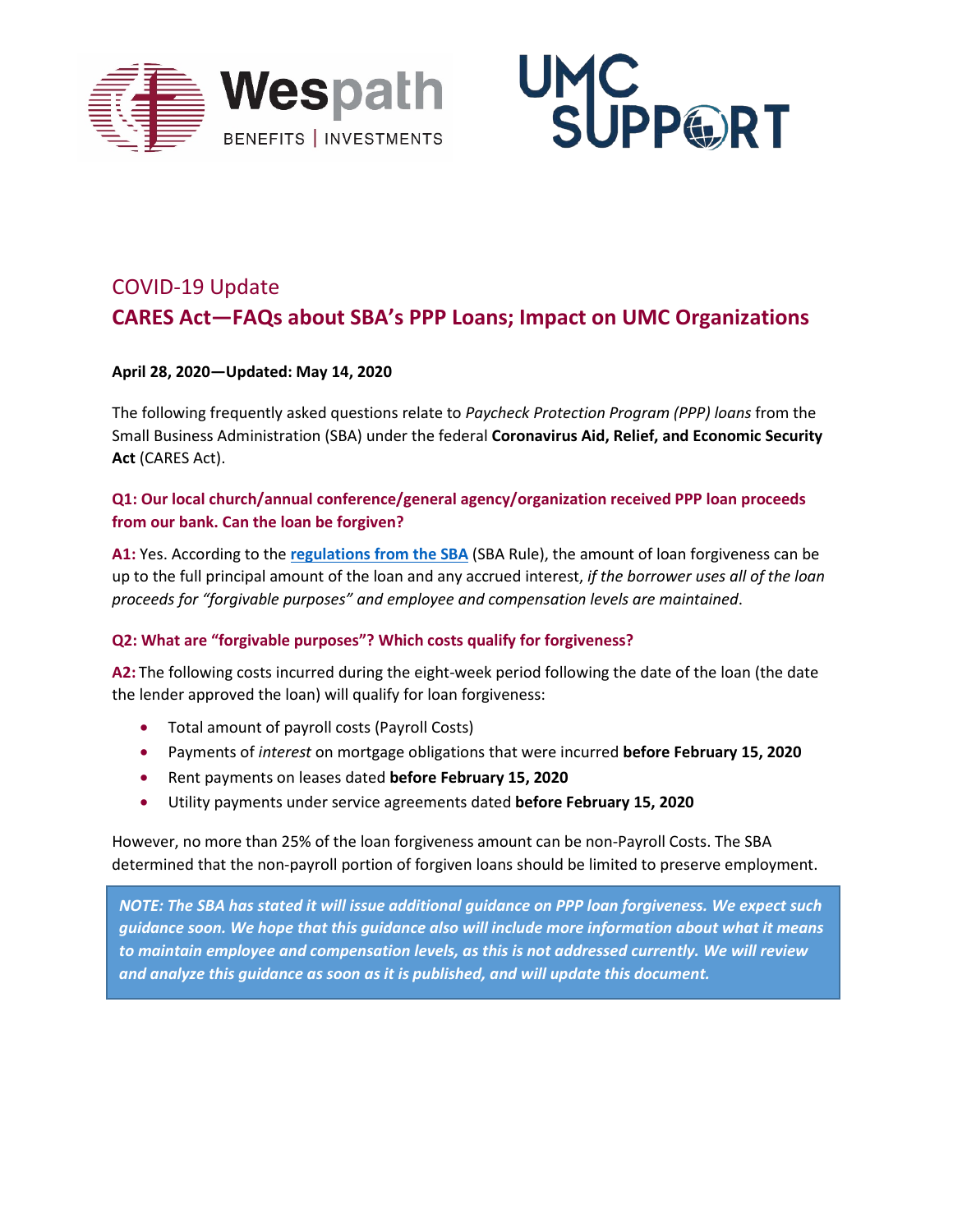## COVID-19 Update

# CARES Act—FAQs about SBA's PPP Loans; Impact on UMC Organizations

**April 28, 2020—Updated: May 14, 2020**

The following frequently asked questions relate to *Paycheck Protection Program (PPP) loans* from the Small Business Administration (SBA) under the federal **Coronavirus Aid, Relief, and Economic Security Act** (CARES Act).

### Q1: Our local church/annual conference/general agency/organization received PPP loan proceeds from our bank. Can the loan be forgiven?

**A1:** Yes. According to the **regulations from the SBA** (SBA Rule), the amount of loan forgiveness can be up to the full principal amount of the loan and any accrued interest, *if the borrower uses all of the loan proceeds for "forgivable purposes" and employee and compensation levels are maintained*.

### Q2: What are "forgivable purposes"? Which costs qualify for forgiveness?

**A2:** The following costs incurred during the eight-week period following the date of the loan (the date the lender approved the loan) will qualify for loan forgiveness:

- Total amount of payroll costs (Payroll Costs)
- Payments of *interest* on mortgage obligations that were incurred **before February 15, 2020**
- Rent payments on leases dated **before February 15, 2020**
- Utility payments under service agreements dated **before February 15, 2020**

However, no more than 25% of the loan forgiveness amount can be non-Payroll Costs. The SBA determined that the non-payroll portion of forgiven loans should be limited to preserve employment.

> ***NOTE: The SBA has stated it will issue additional guidance on PPP loan forgiveness. We expect such guidance soon. We hope that this guidance also will include more information about what it means to maintain employee and compensation levels, as this is not addressed currently. We will review and analyze this guidance as soon as it is published, and will update this document.***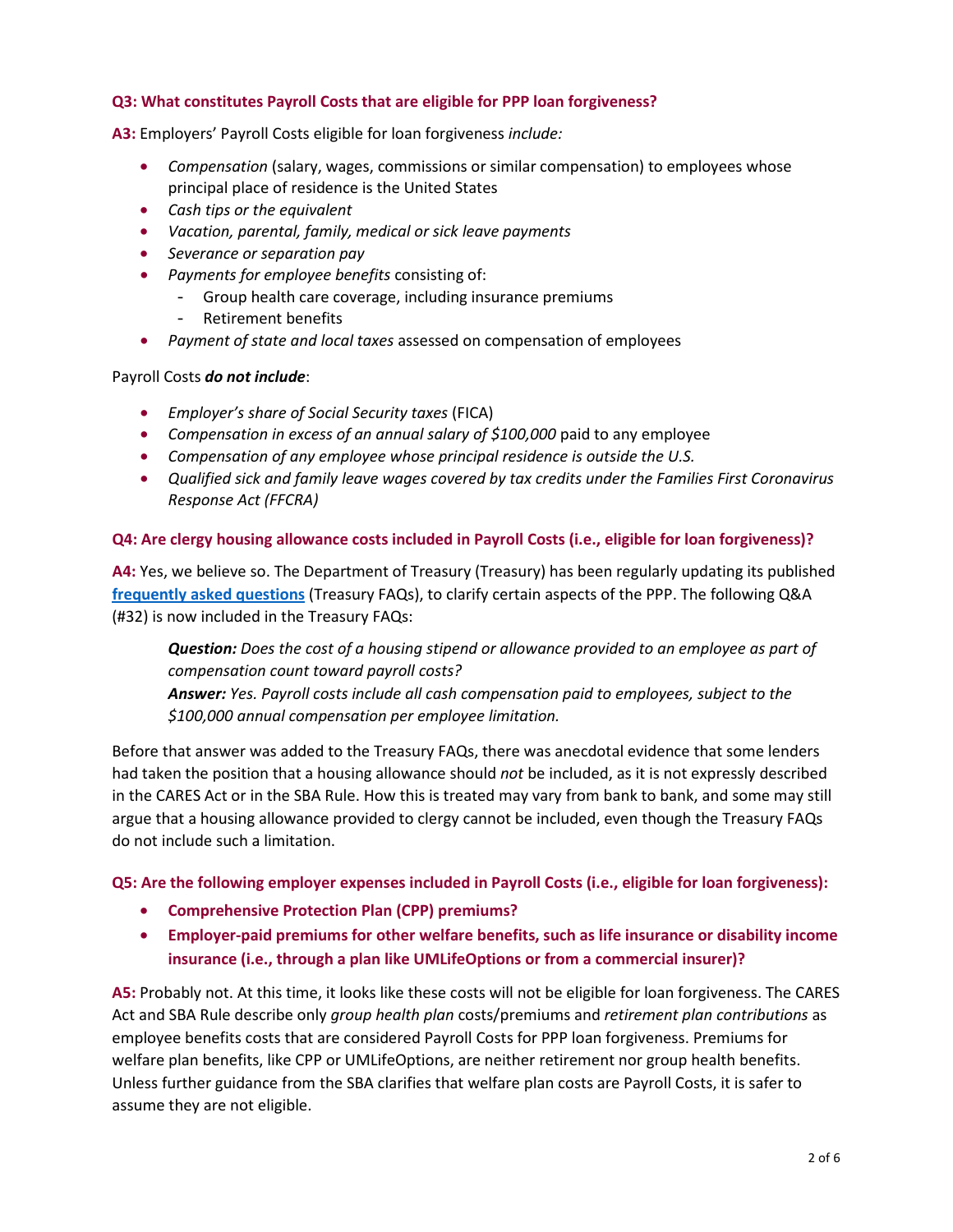**Q3: What constitutes Payroll Costs that are eligible for PPP loan forgiveness?**

**A3:** Employers' Payroll Costs eligible for loan forgiveness *include:*

- *Compensation* (salary, wages, commissions or similar compensation) to employees whose principal place of residence is the United States
- *Cash tips or the equivalent*
- *Vacation, parental, family, medical or sick leave payments*
- *Severance or separation pay*
- *Payments for employee benefits* consisting of:
  - Group health care coverage, including insurance premiums
  - Retirement benefits
- *Payment of state and local taxes* assessed on compensation of employees

Payroll Costs ***do not include***:

- *Employer's share of Social Security taxes* (FICA)
- *Compensation in excess of an annual salary of $100,000* paid to any employee
- *Compensation of any employee whose principal residence is outside the U.S.*
- *Qualified sick and family leave wages covered by tax credits under the Families First Coronavirus Response Act (FFCRA)*

**Q4: Are clergy housing allowance costs included in Payroll Costs (i.e., eligible for loan forgiveness)?**

**A4:** Yes, we believe so. The Department of Treasury (Treasury) has been regularly updating its published **frequently asked questions** (Treasury FAQs), to clarify certain aspects of the PPP. The following Q&A (#32) is now included in the Treasury FAQs:

> ***Question:*** *Does the cost of a housing stipend or allowance provided to an employee as part of compensation count toward payroll costs?*
> ***Answer:*** *Yes. Payroll costs include all cash compensation paid to employees, subject to the $100,000 annual compensation per employee limitation.*

Before that answer was added to the Treasury FAQs, there was anecdotal evidence that some lenders had taken the position that a housing allowance should *not* be included, as it is not expressly described in the CARES Act or in the SBA Rule. How this is treated may vary from bank to bank, and some may still argue that a housing allowance provided to clergy cannot be included, even though the Treasury FAQs do not include such a limitation.

**Q5: Are the following employer expenses included in Payroll Costs (i.e., eligible for loan forgiveness):**

- **Comprehensive Protection Plan (CPP) premiums?**
- **Employer-paid premiums for other welfare benefits, such as life insurance or disability income insurance (i.e., through a plan like UMLifeOptions or from a commercial insurer)?**

**A5:** Probably not. At this time, it looks like these costs will not be eligible for loan forgiveness. The CARES Act and SBA Rule describe only *group health plan* costs/premiums and *retirement plan contributions* as employee benefits costs that are considered Payroll Costs for PPP loan forgiveness. Premiums for welfare plan benefits, like CPP or UMLifeOptions, are neither retirement nor group health benefits. Unless further guidance from the SBA clarifies that welfare plan costs are Payroll Costs, it is safer to assume they are not eligible.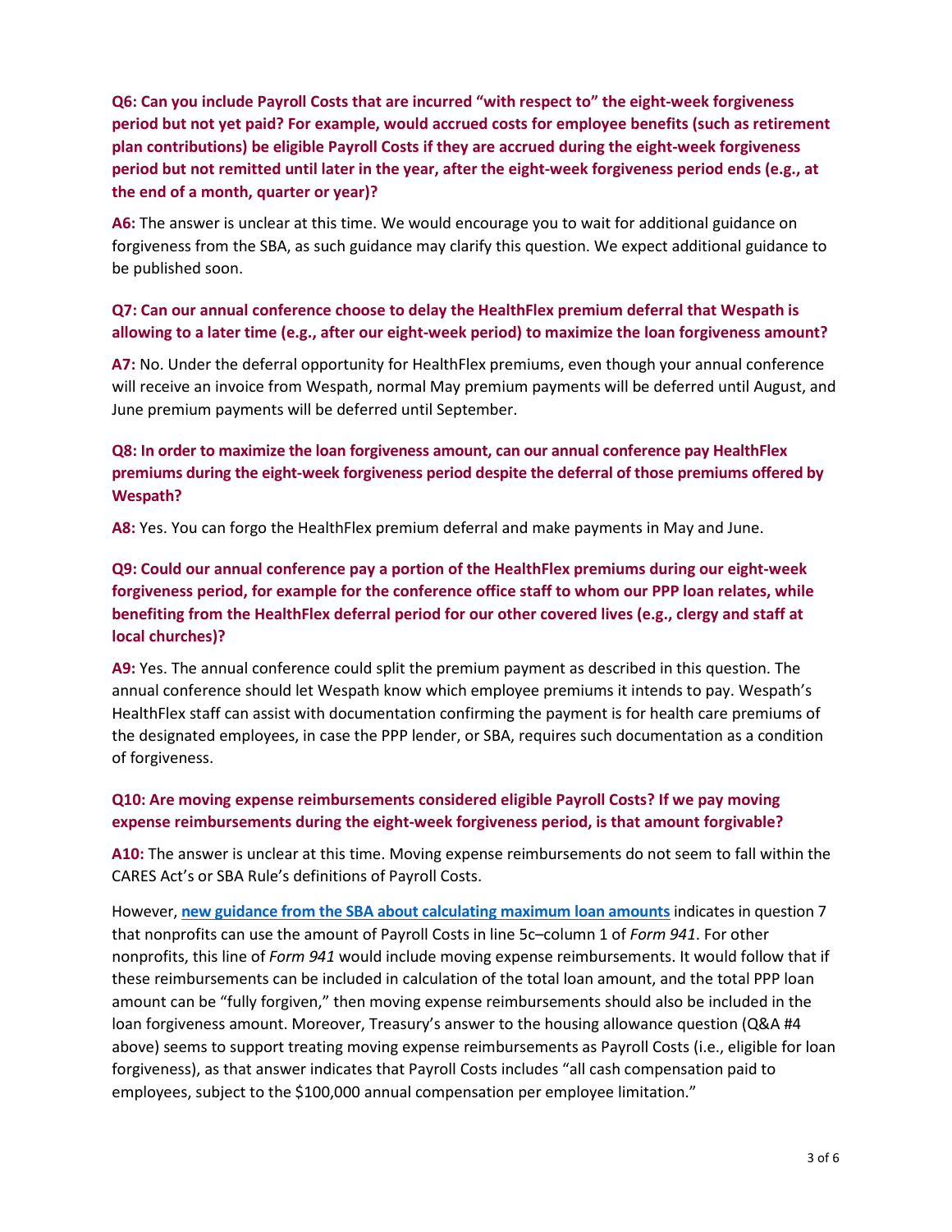**Q6: Can you include Payroll Costs that are incurred "with respect to" the eight-week forgiveness period but not yet paid? For example, would accrued costs for employee benefits (such as retirement plan contributions) be eligible Payroll Costs if they are accrued during the eight-week forgiveness period but not remitted until later in the year, after the eight-week forgiveness period ends (e.g., at the end of a month, quarter or year)?**

**A6:** The answer is unclear at this time. We would encourage you to wait for additional guidance on forgiveness from the SBA, as such guidance may clarify this question. We expect additional guidance to be published soon.

**Q7: Can our annual conference choose to delay the HealthFlex premium deferral that Wespath is allowing to a later time (e.g., after our eight-week period) to maximize the loan forgiveness amount?**

**A7:** No. Under the deferral opportunity for HealthFlex premiums, even though your annual conference will receive an invoice from Wespath, normal May premium payments will be deferred until August, and June premium payments will be deferred until September.

**Q8: In order to maximize the loan forgiveness amount, can our annual conference pay HealthFlex premiums during the eight-week forgiveness period despite the deferral of those premiums offered by Wespath?**

**A8:** Yes. You can forgo the HealthFlex premium deferral and make payments in May and June.

**Q9: Could our annual conference pay a portion of the HealthFlex premiums during our eight-week forgiveness period, for example for the conference office staff to whom our PPP loan relates, while benefiting from the HealthFlex deferral period for our other covered lives (e.g., clergy and staff at local churches)?**

**A9:** Yes. The annual conference could split the premium payment as described in this question. The annual conference should let Wespath know which employee premiums it intends to pay. Wespath's HealthFlex staff can assist with documentation confirming the payment is for health care premiums of the designated employees, in case the PPP lender, or SBA, requires such documentation as a condition of forgiveness.

**Q10: Are moving expense reimbursements considered eligible Payroll Costs? If we pay moving expense reimbursements during the eight-week forgiveness period, is that amount forgivable?**

**A10:** The answer is unclear at this time. Moving expense reimbursements do not seem to fall within the CARES Act's or SBA Rule's definitions of Payroll Costs.

However, **new guidance from the SBA about calculating maximum loan amounts** indicates in question 7 that nonprofits can use the amount of Payroll Costs in line 5c–column 1 of *Form 941*. For other nonprofits, this line of *Form 941* would include moving expense reimbursements. It would follow that if these reimbursements can be included in calculation of the total loan amount, and the total PPP loan amount can be "fully forgiven," then moving expense reimbursements should also be included in the loan forgiveness amount. Moreover, Treasury's answer to the housing allowance question (Q&A #4 above) seems to support treating moving expense reimbursements as Payroll Costs (i.e., eligible for loan forgiveness), as that answer indicates that Payroll Costs includes "all cash compensation paid to employees, subject to the $100,000 annual compensation per employee limitation."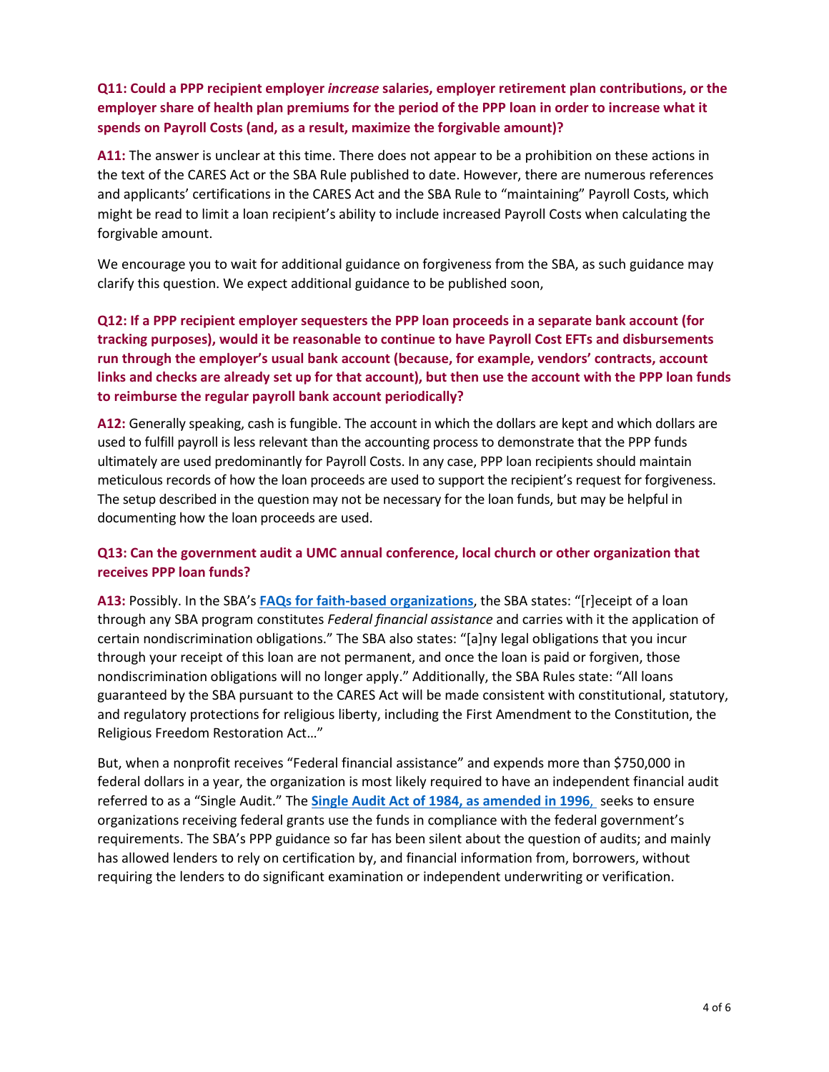**Q11: Could a PPP recipient employer *increase* salaries, employer retirement plan contributions, or the employer share of health plan premiums for the period of the PPP loan in order to increase what it spends on Payroll Costs (and, as a result, maximize the forgivable amount)?**

**A11:** The answer is unclear at this time. There does not appear to be a prohibition on these actions in the text of the CARES Act or the SBA Rule published to date. However, there are numerous references and applicants' certifications in the CARES Act and the SBA Rule to "maintaining" Payroll Costs, which might be read to limit a loan recipient's ability to include increased Payroll Costs when calculating the forgivable amount.

We encourage you to wait for additional guidance on forgiveness from the SBA, as such guidance may clarify this question. We expect additional guidance to be published soon,

**Q12: If a PPP recipient employer sequesters the PPP loan proceeds in a separate bank account (for tracking purposes), would it be reasonable to continue to have Payroll Cost EFTs and disbursements run through the employer's usual bank account (because, for example, vendors' contracts, account links and checks are already set up for that account), but then use the account with the PPP loan funds to reimburse the regular payroll bank account periodically?**

**A12:** Generally speaking, cash is fungible. The account in which the dollars are kept and which dollars are used to fulfill payroll is less relevant than the accounting process to demonstrate that the PPP funds ultimately are used predominantly for Payroll Costs. In any case, PPP loan recipients should maintain meticulous records of how the loan proceeds are used to support the recipient's request for forgiveness. The setup described in the question may not be necessary for the loan funds, but may be helpful in documenting how the loan proceeds are used.

**Q13: Can the government audit a UMC annual conference, local church or other organization that receives PPP loan funds?**

**A13:** Possibly. In the SBA's **FAQs for faith-based organizations**, the SBA states: "[r]eceipt of a loan through any SBA program constitutes *Federal financial assistance* and carries with it the application of certain nondiscrimination obligations." The SBA also states: "[a]ny legal obligations that you incur through your receipt of this loan are not permanent, and once the loan is paid or forgiven, those nondiscrimination obligations will no longer apply." Additionally, the SBA Rules state: "All loans guaranteed by the SBA pursuant to the CARES Act will be made consistent with constitutional, statutory, and regulatory protections for religious liberty, including the First Amendment to the Constitution, the Religious Freedom Restoration Act…"

But, when a nonprofit receives "Federal financial assistance" and expends more than $750,000 in federal dollars in a year, the organization is most likely required to have an independent financial audit referred to as a "Single Audit." The **Single Audit Act of 1984, as amended in 1996,** seeks to ensure organizations receiving federal grants use the funds in compliance with the federal government's requirements. The SBA's PPP guidance so far has been silent about the question of audits; and mainly has allowed lenders to rely on certification by, and financial information from, borrowers, without requiring the lenders to do significant examination or independent underwriting or verification.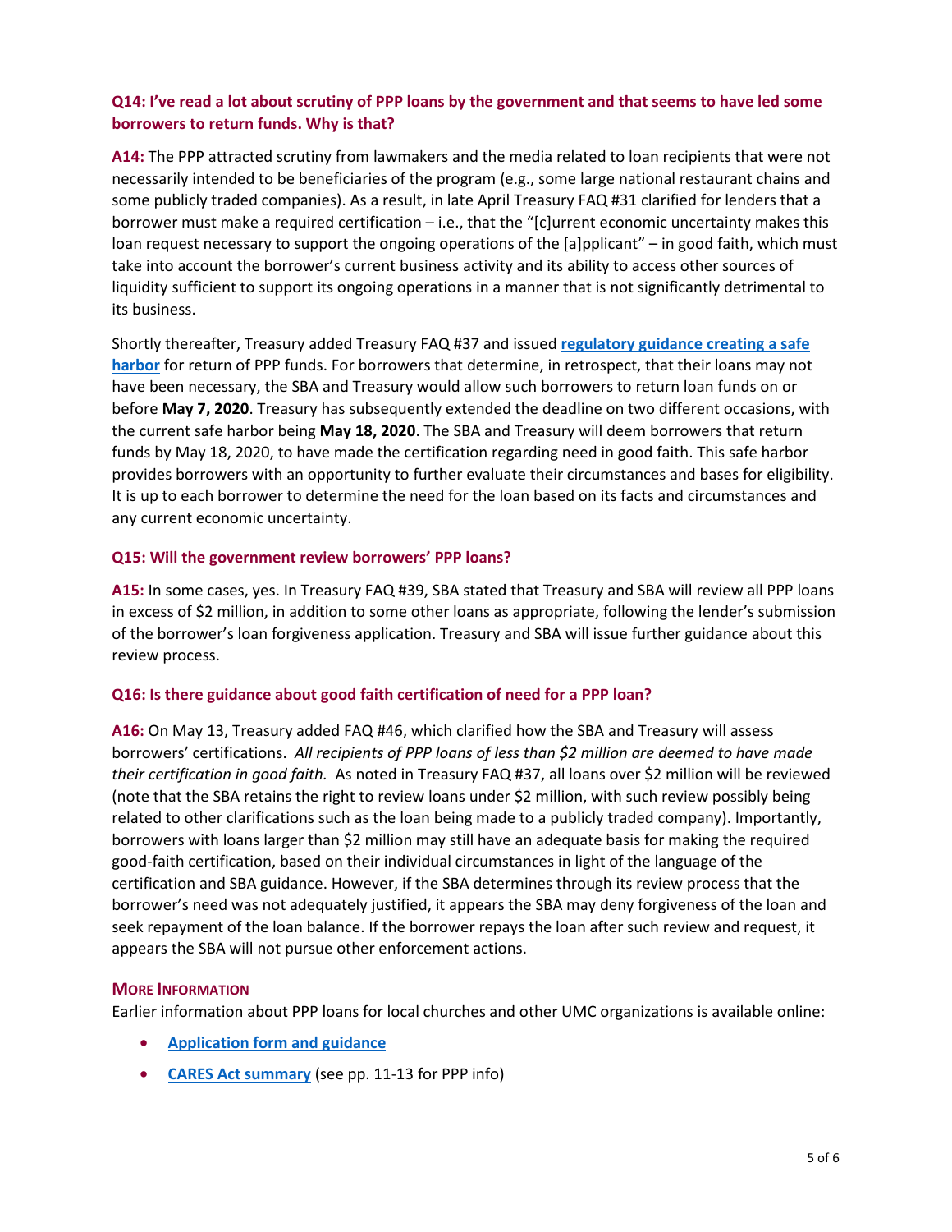### Q14: I've read a lot about scrutiny of PPP loans by the government and that seems to have led some borrowers to return funds. Why is that?

**A14:** The PPP attracted scrutiny from lawmakers and the media related to loan recipients that were not necessarily intended to be beneficiaries of the program (e.g., some large national restaurant chains and some publicly traded companies). As a result, in late April Treasury FAQ #31 clarified for lenders that a borrower must make a required certification – i.e., that the "[c]urrent economic uncertainty makes this loan request necessary to support the ongoing operations of the [a]pplicant" – in good faith, which must take into account the borrower's current business activity and its ability to access other sources of liquidity sufficient to support its ongoing operations in a manner that is not significantly detrimental to its business.

Shortly thereafter, Treasury added Treasury FAQ #37 and issued **regulatory guidance creating a safe harbor** for return of PPP funds. For borrowers that determine, in retrospect, that their loans may not have been necessary, the SBA and Treasury would allow such borrowers to return loan funds on or before **May 7, 2020**. Treasury has subsequently extended the deadline on two different occasions, with the current safe harbor being **May 18, 2020**. The SBA and Treasury will deem borrowers that return funds by May 18, 2020, to have made the certification regarding need in good faith. This safe harbor provides borrowers with an opportunity to further evaluate their circumstances and bases for eligibility. It is up to each borrower to determine the need for the loan based on its facts and circumstances and any current economic uncertainty.

### Q15: Will the government review borrowers' PPP loans?

**A15:** In some cases, yes. In Treasury FAQ #39, SBA stated that Treasury and SBA will review all PPP loans in excess of $2 million, in addition to some other loans as appropriate, following the lender's submission of the borrower's loan forgiveness application. Treasury and SBA will issue further guidance about this review process.

### Q16: Is there guidance about good faith certification of need for a PPP loan?

**A16:** On May 13, Treasury added FAQ #46, which clarified how the SBA and Treasury will assess borrowers' certifications. *All recipients of PPP loans of less than $2 million are deemed to have made their certification in good faith.* As noted in Treasury FAQ #37, all loans over $2 million will be reviewed (note that the SBA retains the right to review loans under $2 million, with such review possibly being related to other clarifications such as the loan being made to a publicly traded company). Importantly, borrowers with loans larger than $2 million may still have an adequate basis for making the required good-faith certification, based on their individual circumstances in light of the language of the certification and SBA guidance. However, if the SBA determines through its review process that the borrower's need was not adequately justified, it appears the SBA may deny forgiveness of the loan and seek repayment of the loan balance. If the borrower repays the loan after such review and request, it appears the SBA will not pursue other enforcement actions.

### More Information

Earlier information about PPP loans for local churches and other UMC organizations is available online:

- **Application form and guidance**
- **CARES Act summary** (see pp. 11-13 for PPP info)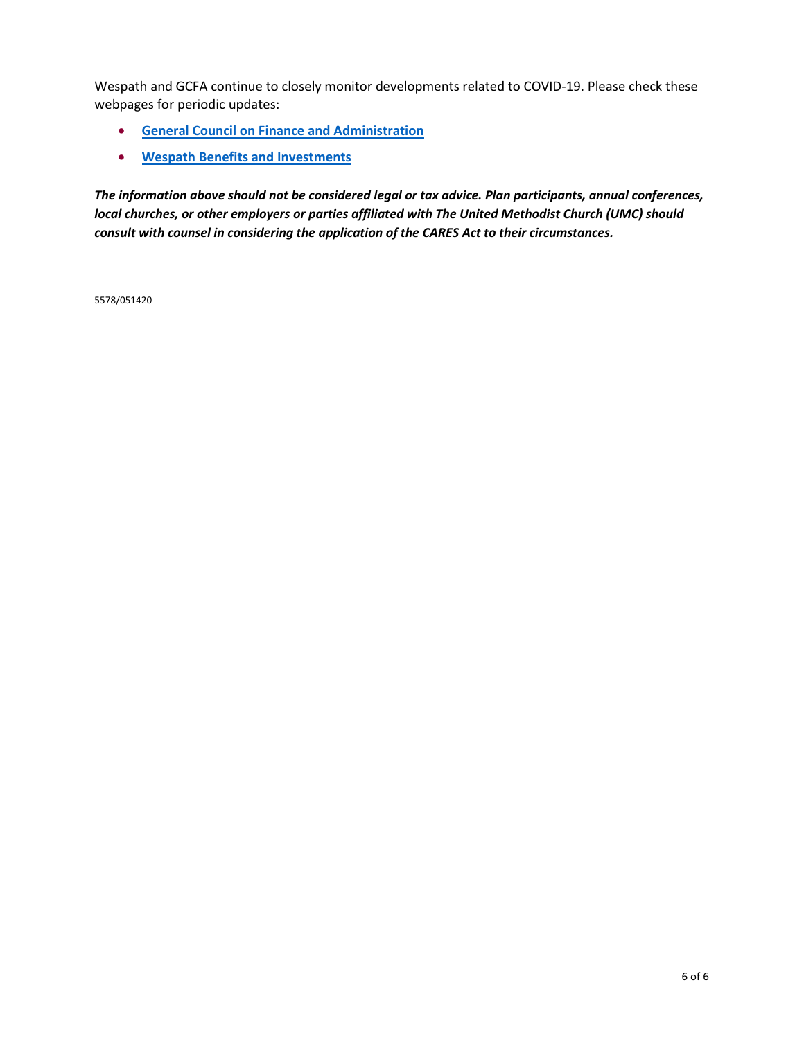Wespath and GCFA continue to closely monitor developments related to COVID-19. Please check these webpages for periodic updates:

- **General Council on Finance and Administration**
- **Wespath Benefits and Investments**

***The information above should not be considered legal or tax advice. Plan participants, annual conferences, local churches, or other employers or parties affiliated with The United Methodist Church (UMC) should consult with counsel in considering the application of the CARES Act to their circumstances.***

5578/051420